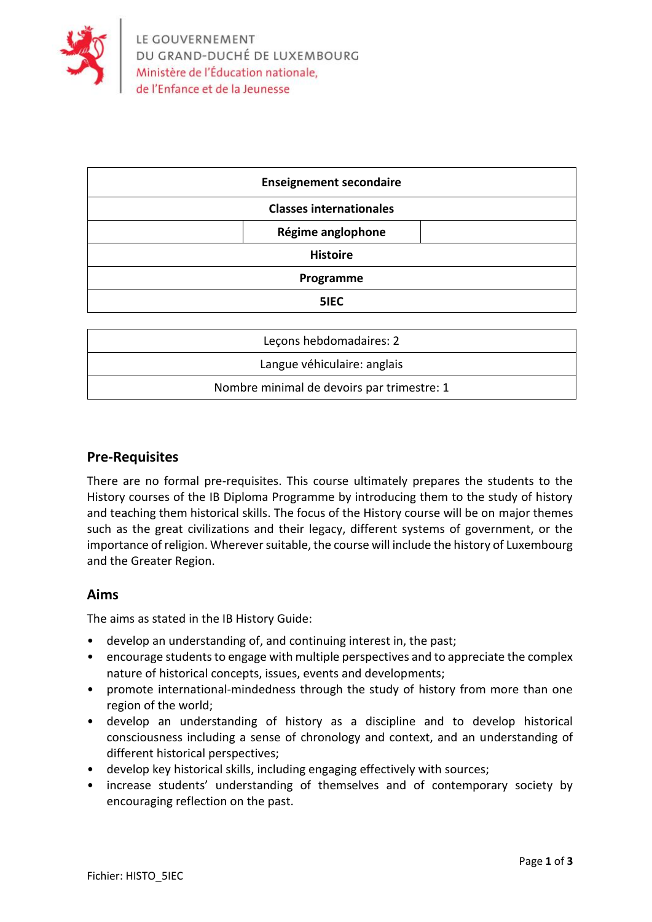LE GOUVERNEMENT
DU GRAND-DUCHÉ DE LUXEMBOURG
Ministère de l'Éducation nationale,
de l'Enfance et de la Jeunesse

| **Enseignement secondaire** |
|---|
| **Classes internationales** |
| **Régime anglophone** |
| **Histoire** |
| **Programme** |
| **5IEC** |

| Leçons hebdomadaires: 2 |
|---|
| Langue véhiculaire: anglais |
| Nombre minimal de devoirs par trimestre: 1 |

## Pre-Requisites

There are no formal pre-requisites. This course ultimately prepares the students to the History courses of the IB Diploma Programme by introducing them to the study of history and teaching them historical skills. The focus of the History course will be on major themes such as the great civilizations and their legacy, different systems of government, or the importance of religion. Wherever suitable, the course will include the history of Luxembourg and the Greater Region.

## Aims

The aims as stated in the IB History Guide:

- develop an understanding of, and continuing interest in, the past;
- encourage students to engage with multiple perspectives and to appreciate the complex nature of historical concepts, issues, events and developments;
- promote international-mindedness through the study of history from more than one region of the world;
- develop an understanding of history as a discipline and to develop historical consciousness including a sense of chronology and context, and an understanding of different historical perspectives;
- develop key historical skills, including engaging effectively with sources;
- increase students' understanding of themselves and of contemporary society by encouraging reflection on the past.

Fichier: HISTO_5IEC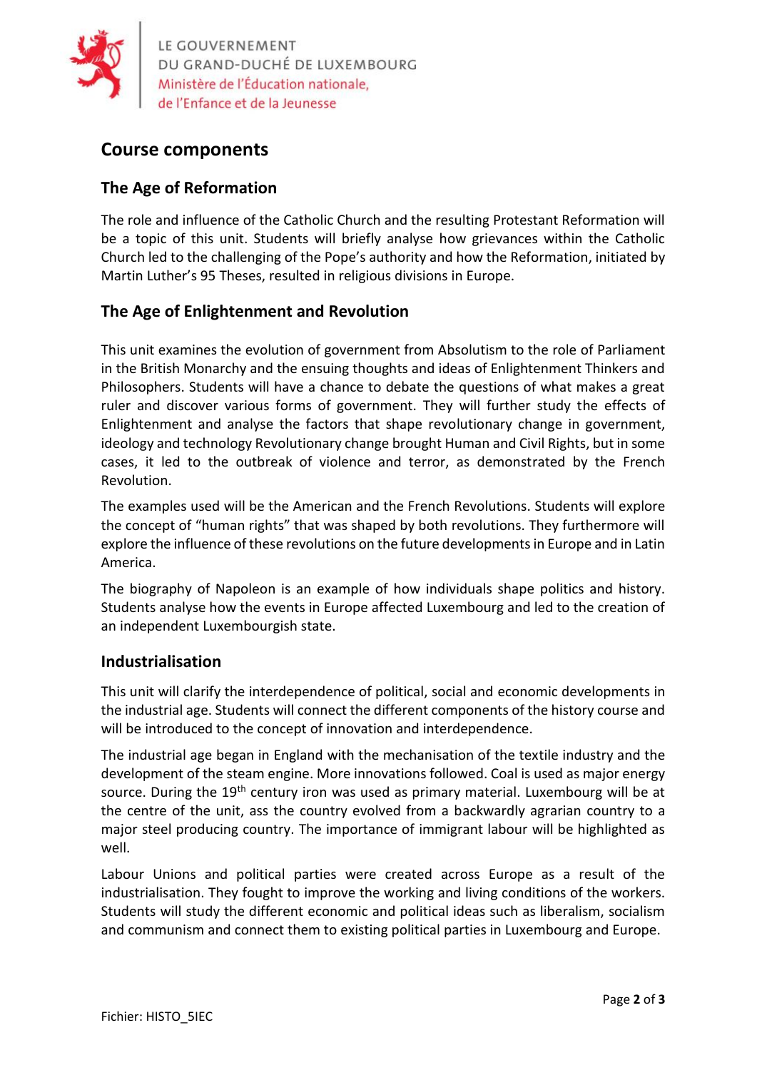## Course components

### The Age of Reformation

The role and influence of the Catholic Church and the resulting Protestant Reformation will be a topic of this unit. Students will briefly analyse how grievances within the Catholic Church led to the challenging of the Pope's authority and how the Reformation, initiated by Martin Luther's 95 Theses, resulted in religious divisions in Europe.

### The Age of Enlightenment and Revolution

This unit examines the evolution of government from Absolutism to the role of Parliament in the British Monarchy and the ensuing thoughts and ideas of Enlightenment Thinkers and Philosophers. Students will have a chance to debate the questions of what makes a great ruler and discover various forms of government. They will further study the effects of Enlightenment and analyse the factors that shape revolutionary change in government, ideology and technology Revolutionary change brought Human and Civil Rights, but in some cases, it led to the outbreak of violence and terror, as demonstrated by the French Revolution.

The examples used will be the American and the French Revolutions. Students will explore the concept of "human rights" that was shaped by both revolutions. They furthermore will explore the influence of these revolutions on the future developments in Europe and in Latin America.

The biography of Napoleon is an example of how individuals shape politics and history. Students analyse how the events in Europe affected Luxembourg and led to the creation of an independent Luxembourgish state.

### Industrialisation

This unit will clarify the interdependence of political, social and economic developments in the industrial age. Students will connect the different components of the history course and will be introduced to the concept of innovation and interdependence.

The industrial age began in England with the mechanisation of the textile industry and the development of the steam engine. More innovations followed. Coal is used as major energy source. During the 19th century iron was used as primary material. Luxembourg will be at the centre of the unit, ass the country evolved from a backwardly agrarian country to a major steel producing country. The importance of immigrant labour will be highlighted as well.

Labour Unions and political parties were created across Europe as a result of the industrialisation. They fought to improve the working and living conditions of the workers. Students will study the different economic and political ideas such as liberalism, socialism and communism and connect them to existing political parties in Luxembourg and Europe.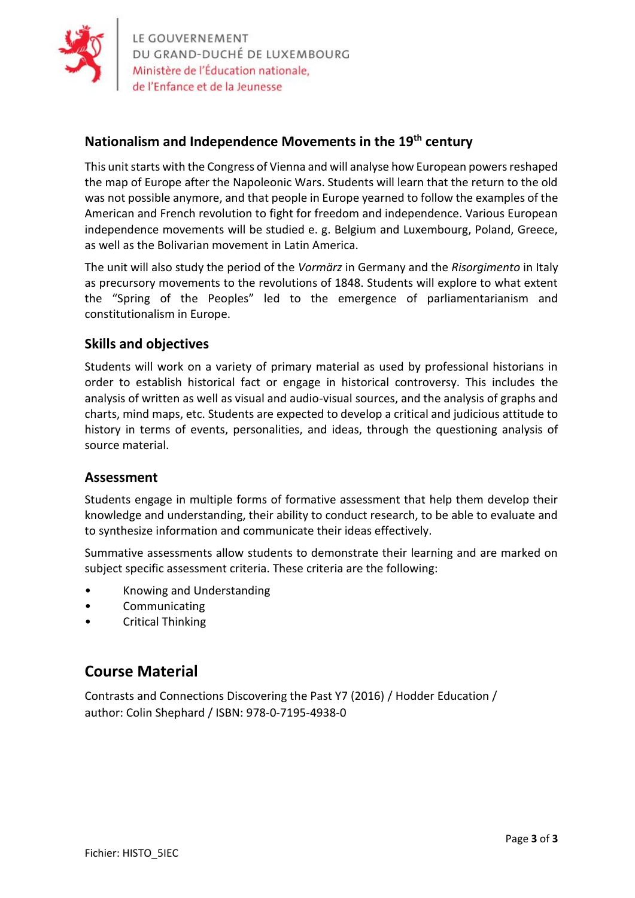LE GOUVERNEMENT
DU GRAND-DUCHÉ DE LUXEMBOURG
Ministère de l'Éducation nationale,
de l'Enfance et de la Jeunesse

### Nationalism and Independence Movements in the 19th century

This unit starts with the Congress of Vienna and will analyse how European powers reshaped the map of Europe after the Napoleonic Wars. Students will learn that the return to the old was not possible anymore, and that people in Europe yearned to follow the examples of the American and French revolution to fight for freedom and independence. Various European independence movements will be studied e. g. Belgium and Luxembourg, Poland, Greece, as well as the Bolivarian movement in Latin America.

The unit will also study the period of the *Vormärz* in Germany and the *Risorgimento* in Italy as precursory movements to the revolutions of 1848. Students will explore to what extent the "Spring of the Peoples" led to the emergence of parliamentarianism and constitutionalism in Europe.

### Skills and objectives

Students will work on a variety of primary material as used by professional historians in order to establish historical fact or engage in historical controversy. This includes the analysis of written as well as visual and audio-visual sources, and the analysis of graphs and charts, mind maps, etc. Students are expected to develop a critical and judicious attitude to history in terms of events, personalities, and ideas, through the questioning analysis of source material.

### Assessment

Students engage in multiple forms of formative assessment that help them develop their knowledge and understanding, their ability to conduct research, to be able to evaluate and to synthesize information and communicate their ideas effectively.

Summative assessments allow students to demonstrate their learning and are marked on subject specific assessment criteria. These criteria are the following:

- Knowing and Understanding
- Communicating
- Critical Thinking

## Course Material

Contrasts and Connections Discovering the Past Y7 (2016) / Hodder Education / author: Colin Shephard / ISBN: 978-0-7195-4938-0

Fichier: HISTO_5IEC